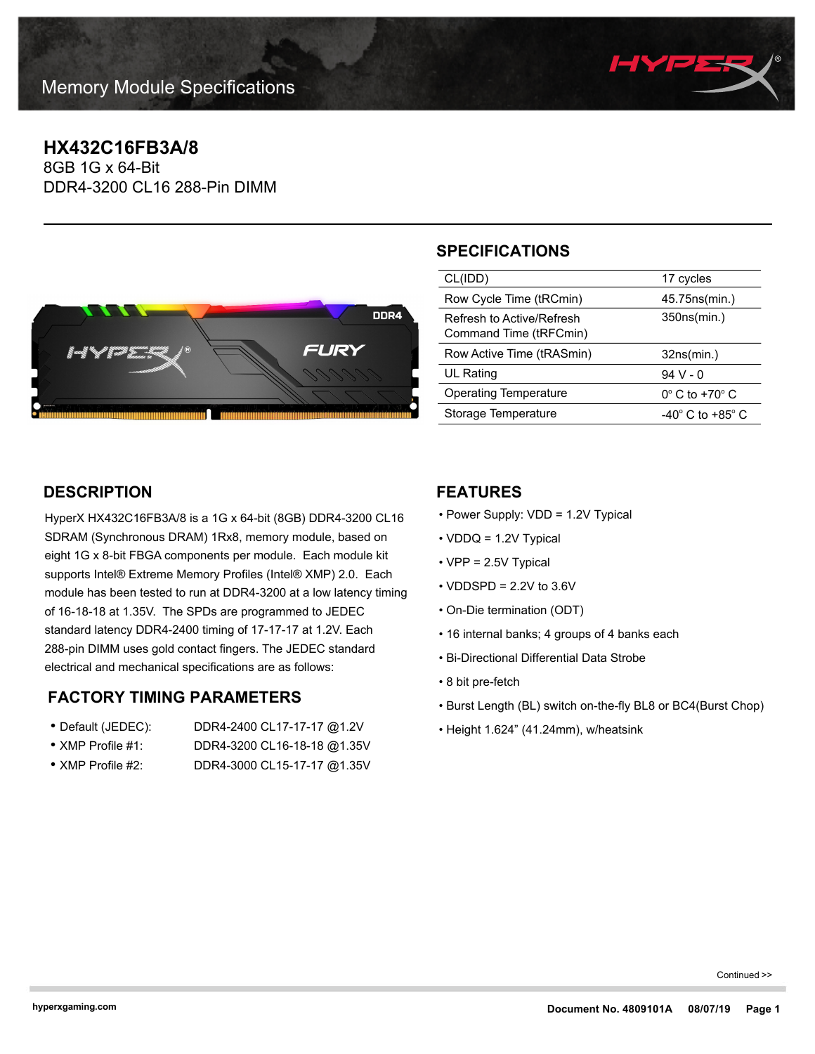# Memory Module Specifications

## HX432C16FB3A/8

8GB 1G x 64-Bit
DDR4-3200 CL16 288-Pin DIMM

## SPECIFICATIONS

| | |
|---|---|
| CL(IDD) | 17 cycles |
| Row Cycle Time (tRCmin) | 45.75ns(min.) |
| Refresh to Active/Refresh Command Time (tRFCmin) | 350ns(min.) |
| Row Active Time (tRASmin) | 32ns(min.) |
| UL Rating | 94 V - 0 |
| Operating Temperature | 0° C to +70° C |
| Storage Temperature | -40° C to +85° C |

## DESCRIPTION

HyperX HX432C16FB3A/8 is a 1G x 64-bit (8GB) DDR4-3200 CL16 SDRAM (Synchronous DRAM) 1Rx8, memory module, based on eight 1G x 8-bit FBGA components per module. Each module kit supports Intel® Extreme Memory Profiles (Intel® XMP) 2.0. Each module has been tested to run at DDR4-3200 at a low latency timing of 16-18-18 at 1.35V. The SPDs are programmed to JEDEC standard latency DDR4-2400 timing of 17-17-17 at 1.2V. Each 288-pin DIMM uses gold contact fingers. The JEDEC standard electrical and mechanical specifications are as follows:

## FACTORY TIMING PARAMETERS

- Default (JEDEC): DDR4-2400 CL17-17-17 @1.2V
- XMP Profile #1: DDR4-3200 CL16-18-18 @1.35V
- XMP Profile #2: DDR4-3000 CL15-17-17 @1.35V

## FEATURES

- Power Supply: VDD = 1.2V Typical
- VDDQ = 1.2V Typical
- VPP = 2.5V Typical
- VDDSPD = 2.2V to 3.6V
- On-Die termination (ODT)
- 16 internal banks; 4 groups of 4 banks each
- Bi-Directional Differential Data Strobe
- 8 bit pre-fetch
- Burst Length (BL) switch on-the-fly BL8 or BC4(Burst Chop)
- Height 1.624” (41.24mm), w/heatsink

Continued >>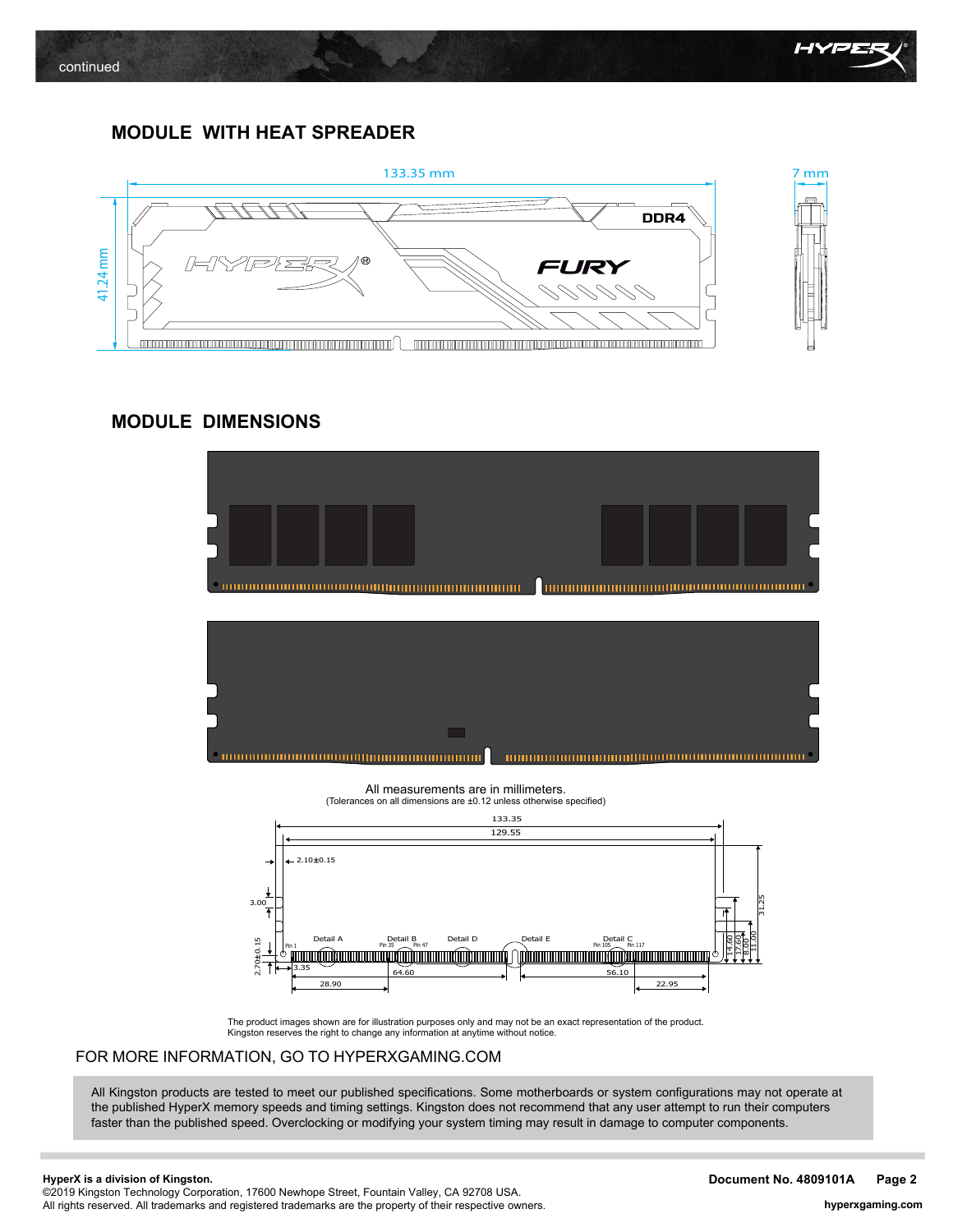## MODULE WITH HEAT SPREADER

## MODULE DIMENSIONS

All measurements are in millimeters.
(Tolerances on all dimensions are ±0.12 unless otherwise specified)

The product images shown are for illustration purposes only and may not be an exact representation of the product. Kingston reserves the right to change any information at anytime without notice.

FOR MORE INFORMATION, GO TO HYPERXGAMING.COM

All Kingston products are tested to meet our published specifications. Some motherboards or system configurations may not operate at the published HyperX memory speeds and timing settings. Kingston does not recommend that any user attempt to run their computers faster than the published speed. Overclocking or modifying your system timing may result in damage to computer components.

**HyperX is a division of Kingston.**
©2019 Kingston Technology Corporation, 17600 Newhope Street, Fountain Valley, CA 92708 USA.
All rights reserved. All trademarks and registered trademarks are the property of their respective owners.

**Document No. 4809101A**

hyperxgaming.com